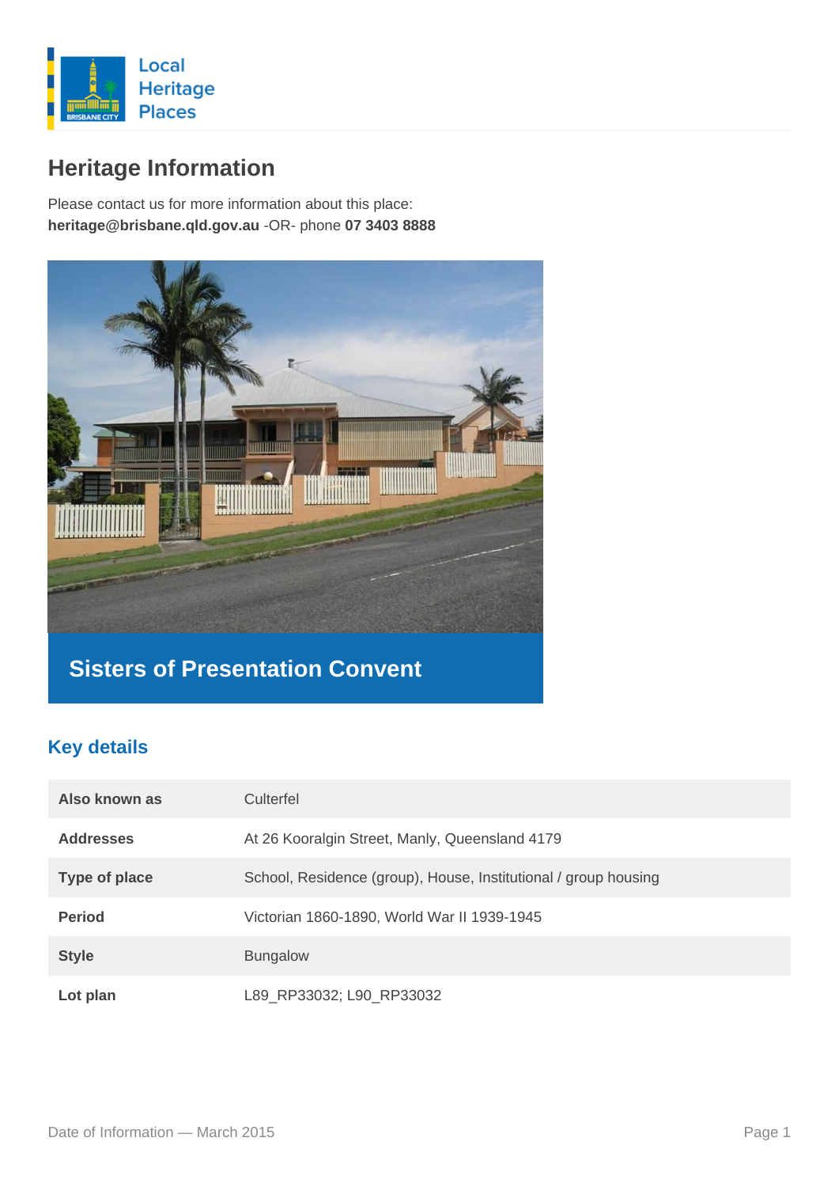Local Heritage Places

# Heritage Information

Please contact us for more information about this place:
**heritage@brisbane.qld.gov.au** -OR- phone **07 3403 8888**

## Sisters of Presentation Convent

## Key details

| | |
|---|---|
| **Also known as** | Culterfel |
| **Addresses** | At 26 Kooralgin Street, Manly, Queensland 4179 |
| **Type of place** | School, Residence (group), House, Institutional / group housing |
| **Period** | Victorian 1860-1890, World War II 1939-1945 |
| **Style** | Bungalow |
| **Lot plan** | L89_RP33032; L90_RP33032 |

Date of Information — March 2015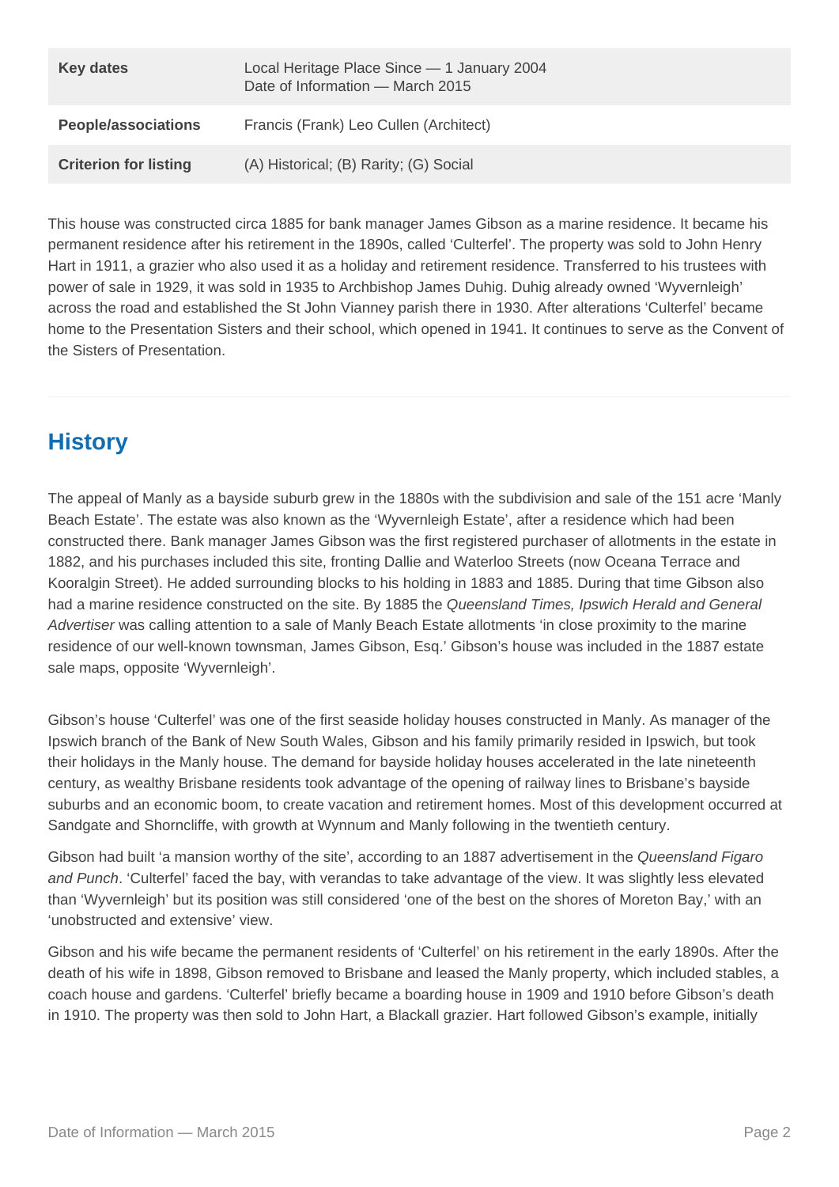| Key dates | Local Heritage Place Since — 1 January 2004<br>Date of Information — March 2015 |
|---|---|
| People/associations | Francis (Frank) Leo Cullen (Architect) |
| Criterion for listing | (A) Historical; (B) Rarity; (G) Social |

This house was constructed circa 1885 for bank manager James Gibson as a marine residence. It became his permanent residence after his retirement in the 1890s, called 'Culterfel'. The property was sold to John Henry Hart in 1911, a grazier who also used it as a holiday and retirement residence. Transferred to his trustees with power of sale in 1929, it was sold in 1935 to Archbishop James Duhig. Duhig already owned 'Wyvernleigh' across the road and established the St John Vianney parish there in 1930. After alterations 'Culterfel' became home to the Presentation Sisters and their school, which opened in 1941. It continues to serve as the Convent of the Sisters of Presentation.

## History

The appeal of Manly as a bayside suburb grew in the 1880s with the subdivision and sale of the 151 acre 'Manly Beach Estate'. The estate was also known as the 'Wyvernleigh Estate', after a residence which had been constructed there. Bank manager James Gibson was the first registered purchaser of allotments in the estate in 1882, and his purchases included this site, fronting Dallie and Waterloo Streets (now Oceana Terrace and Kooralgin Street). He added surrounding blocks to his holding in 1883 and 1885. During that time Gibson also had a marine residence constructed on the site. By 1885 the *Queensland Times, Ipswich Herald and General Advertiser* was calling attention to a sale of Manly Beach Estate allotments 'in close proximity to the marine residence of our well-known townsman, James Gibson, Esq.' Gibson's house was included in the 1887 estate sale maps, opposite 'Wyvernleigh'.

Gibson's house 'Culterfel' was one of the first seaside holiday houses constructed in Manly. As manager of the Ipswich branch of the Bank of New South Wales, Gibson and his family primarily resided in Ipswich, but took their holidays in the Manly house. The demand for bayside holiday houses accelerated in the late nineteenth century, as wealthy Brisbane residents took advantage of the opening of railway lines to Brisbane's bayside suburbs and an economic boom, to create vacation and retirement homes. Most of this development occurred at Sandgate and Shorncliffe, with growth at Wynnum and Manly following in the twentieth century.

Gibson had built 'a mansion worthy of the site', according to an 1887 advertisement in the *Queensland Figaro and Punch*. 'Culterfel' faced the bay, with verandas to take advantage of the view. It was slightly less elevated than 'Wyvernleigh' but its position was still considered 'one of the best on the shores of Moreton Bay,' with an 'unobstructed and extensive' view.

Gibson and his wife became the permanent residents of 'Culterfel' on his retirement in the early 1890s. After the death of his wife in 1898, Gibson removed to Brisbane and leased the Manly property, which included stables, a coach house and gardens. 'Culterfel' briefly became a boarding house in 1909 and 1910 before Gibson's death in 1910. The property was then sold to John Hart, a Blackall grazier. Hart followed Gibson's example, initially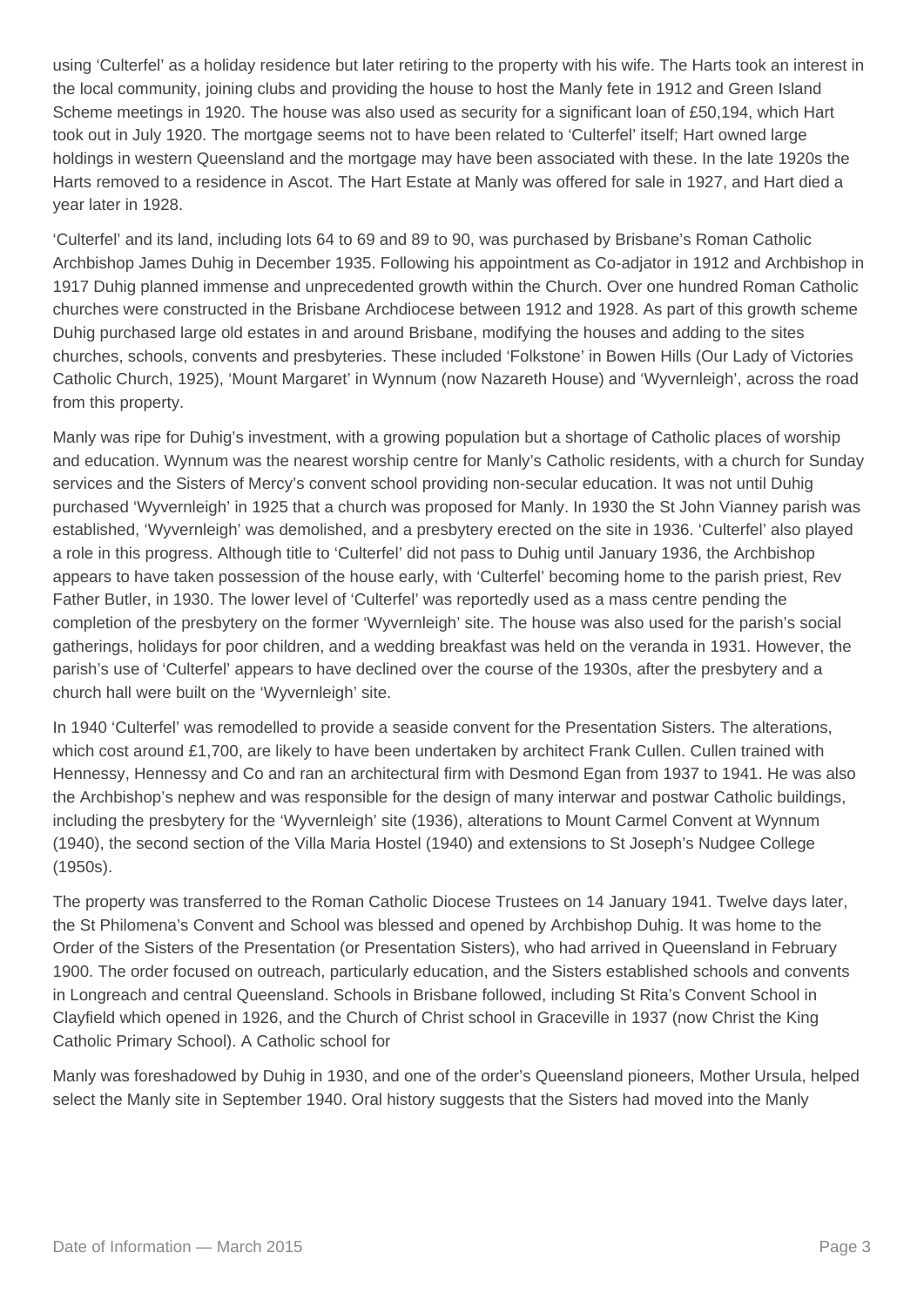using 'Culterfel' as a holiday residence but later retiring to the property with his wife. The Harts took an interest in the local community, joining clubs and providing the house to host the Manly fete in 1912 and Green Island Scheme meetings in 1920. The house was also used as security for a significant loan of £50,194, which Hart took out in July 1920. The mortgage seems not to have been related to 'Culterfel' itself; Hart owned large holdings in western Queensland and the mortgage may have been associated with these. In the late 1920s the Harts removed to a residence in Ascot. The Hart Estate at Manly was offered for sale in 1927, and Hart died a year later in 1928.

'Culterfel' and its land, including lots 64 to 69 and 89 to 90, was purchased by Brisbane's Roman Catholic Archbishop James Duhig in December 1935. Following his appointment as Co-adjator in 1912 and Archbishop in 1917 Duhig planned immense and unprecedented growth within the Church. Over one hundred Roman Catholic churches were constructed in the Brisbane Archdiocese between 1912 and 1928. As part of this growth scheme Duhig purchased large old estates in and around Brisbane, modifying the houses and adding to the sites churches, schools, convents and presbyteries. These included 'Folkstone' in Bowen Hills (Our Lady of Victories Catholic Church, 1925), 'Mount Margaret' in Wynnum (now Nazareth House) and 'Wyvernleigh', across the road from this property.

Manly was ripe for Duhig's investment, with a growing population but a shortage of Catholic places of worship and education. Wynnum was the nearest worship centre for Manly's Catholic residents, with a church for Sunday services and the Sisters of Mercy's convent school providing non-secular education. It was not until Duhig purchased 'Wyvernleigh' in 1925 that a church was proposed for Manly. In 1930 the St John Vianney parish was established, 'Wyvernleigh' was demolished, and a presbytery erected on the site in 1936. 'Culterfel' also played a role in this progress. Although title to 'Culterfel' did not pass to Duhig until January 1936, the Archbishop appears to have taken possession of the house early, with 'Culterfel' becoming home to the parish priest, Rev Father Butler, in 1930. The lower level of 'Culterfel' was reportedly used as a mass centre pending the completion of the presbytery on the former 'Wyvernleigh' site. The house was also used for the parish's social gatherings, holidays for poor children, and a wedding breakfast was held on the veranda in 1931. However, the parish's use of 'Culterfel' appears to have declined over the course of the 1930s, after the presbytery and a church hall were built on the 'Wyvernleigh' site.

In 1940 'Culterfel' was remodelled to provide a seaside convent for the Presentation Sisters. The alterations, which cost around £1,700, are likely to have been undertaken by architect Frank Cullen. Cullen trained with Hennessy, Hennessy and Co and ran an architectural firm with Desmond Egan from 1937 to 1941. He was also the Archbishop's nephew and was responsible for the design of many interwar and postwar Catholic buildings, including the presbytery for the 'Wyvernleigh' site (1936), alterations to Mount Carmel Convent at Wynnum (1940), the second section of the Villa Maria Hostel (1940) and extensions to St Joseph's Nudgee College (1950s).

The property was transferred to the Roman Catholic Diocese Trustees on 14 January 1941. Twelve days later, the St Philomena's Convent and School was blessed and opened by Archbishop Duhig. It was home to the Order of the Sisters of the Presentation (or Presentation Sisters), who had arrived in Queensland in February 1900. The order focused on outreach, particularly education, and the Sisters established schools and convents in Longreach and central Queensland. Schools in Brisbane followed, including St Rita's Convent School in Clayfield which opened in 1926, and the Church of Christ school in Graceville in 1937 (now Christ the King Catholic Primary School). A Catholic school for Manly was foreshadowed by Duhig in 1930, and one of the order's Queensland pioneers, Mother Ursula, helped select the Manly site in September 1940. Oral history suggests that the Sisters had moved into the Manly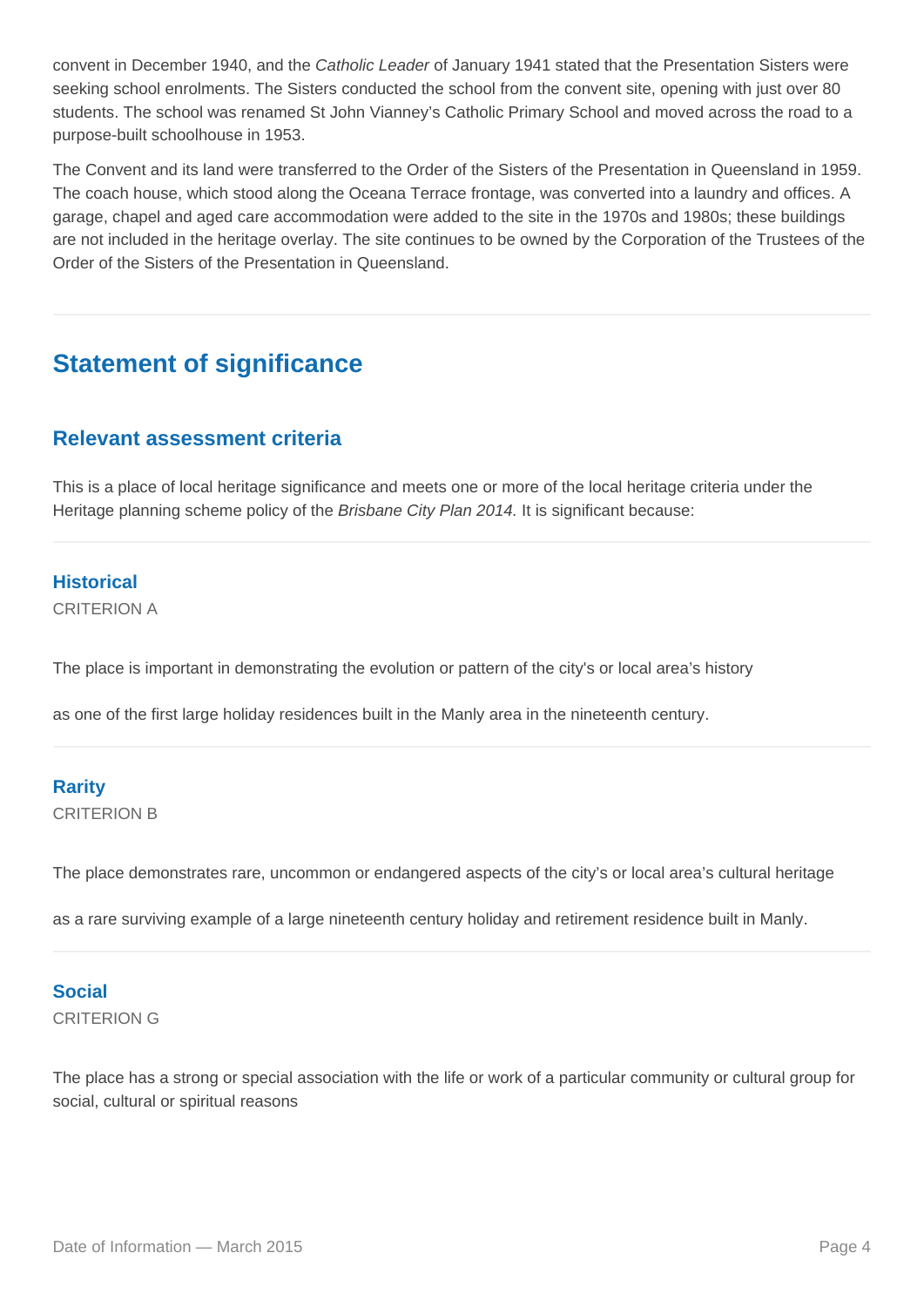convent in December 1940, and the *Catholic Leader* of January 1941 stated that the Presentation Sisters were seeking school enrolments. The Sisters conducted the school from the convent site, opening with just over 80 students. The school was renamed St John Vianney's Catholic Primary School and moved across the road to a purpose-built schoolhouse in 1953.

The Convent and its land were transferred to the Order of the Sisters of the Presentation in Queensland in 1959. The coach house, which stood along the Oceana Terrace frontage, was converted into a laundry and offices. A garage, chapel and aged care accommodation were added to the site in the 1970s and 1980s; these buildings are not included in the heritage overlay. The site continues to be owned by the Corporation of the Trustees of the Order of the Sisters of the Presentation in Queensland.

## Statement of significance

### Relevant assessment criteria

This is a place of local heritage significance and meets one or more of the local heritage criteria under the Heritage planning scheme policy of the *Brisbane City Plan 2014.* It is significant because:

#### Historical

CRITERION A

The place is important in demonstrating the evolution or pattern of the city's or local area's history

as one of the first large holiday residences built in the Manly area in the nineteenth century.

#### Rarity

CRITERION B

The place demonstrates rare, uncommon or endangered aspects of the city's or local area's cultural heritage

as a rare surviving example of a large nineteenth century holiday and retirement residence built in Manly.

#### Social

CRITERION G

The place has a strong or special association with the life or work of a particular community or cultural group for social, cultural or spiritual reasons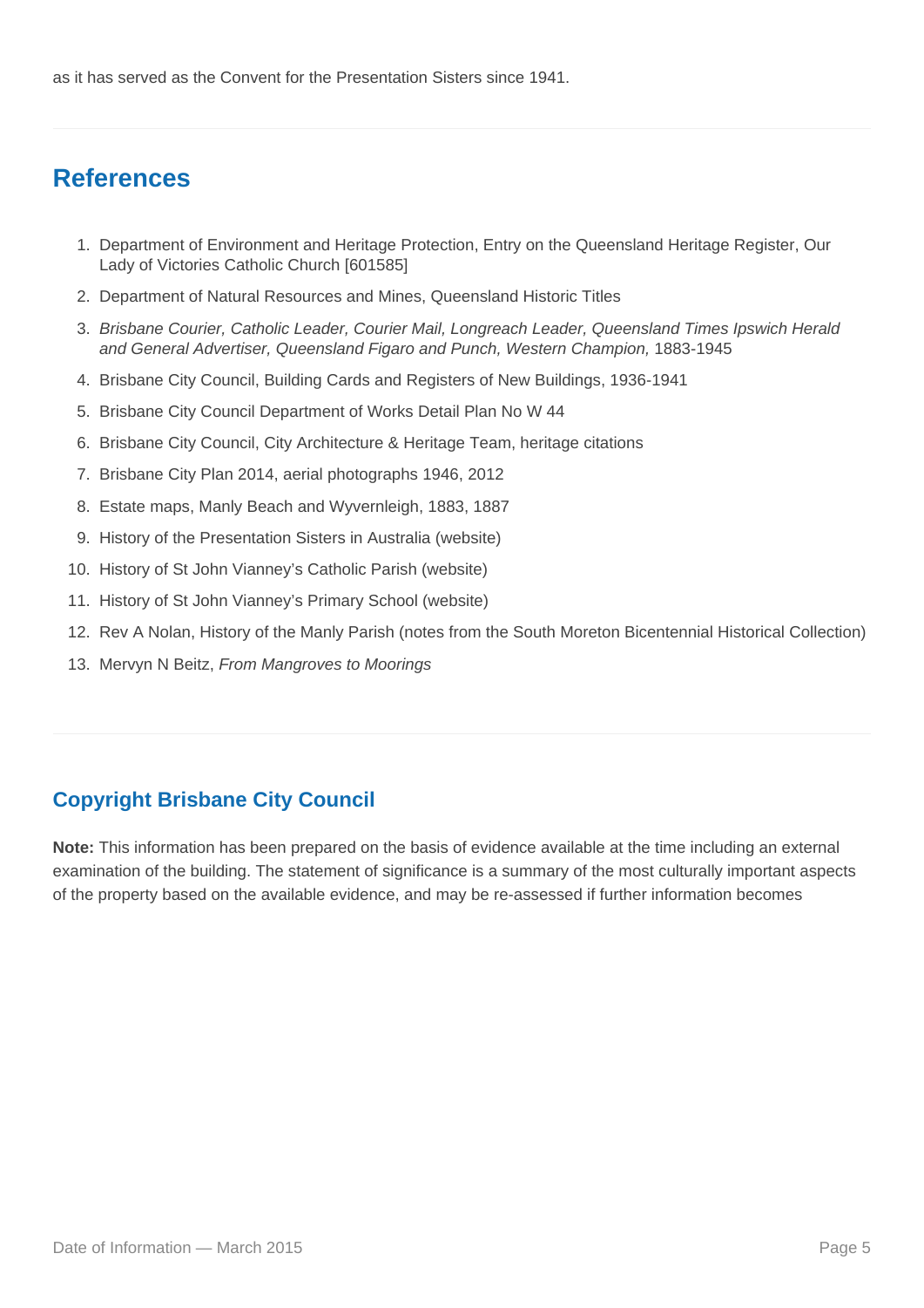as it has served as the Convent for the Presentation Sisters since 1941.

## References

1. Department of Environment and Heritage Protection, Entry on the Queensland Heritage Register, Our Lady of Victories Catholic Church [601585]
2. Department of Natural Resources and Mines, Queensland Historic Titles
3. *Brisbane Courier, Catholic Leader, Courier Mail, Longreach Leader, Queensland Times Ipswich Herald and General Advertiser, Queensland Figaro and Punch, Western Champion,* 1883-1945
4. Brisbane City Council, Building Cards and Registers of New Buildings, 1936-1941
5. Brisbane City Council Department of Works Detail Plan No W 44
6. Brisbane City Council, City Architecture & Heritage Team, heritage citations
7. Brisbane City Plan 2014, aerial photographs 1946, 2012
8. Estate maps, Manly Beach and Wyvernleigh, 1883, 1887
9. History of the Presentation Sisters in Australia (website)
10. History of St John Vianney's Catholic Parish (website)
11. History of St John Vianney's Primary School (website)
12. Rev A Nolan, History of the Manly Parish (notes from the South Moreton Bicentennial Historical Collection)
13. Mervyn N Beitz, *From Mangroves to Moorings*

### Copyright Brisbane City Council

**Note:** This information has been prepared on the basis of evidence available at the time including an external examination of the building. The statement of significance is a summary of the most culturally important aspects of the property based on the available evidence, and may be re-assessed if further information becomes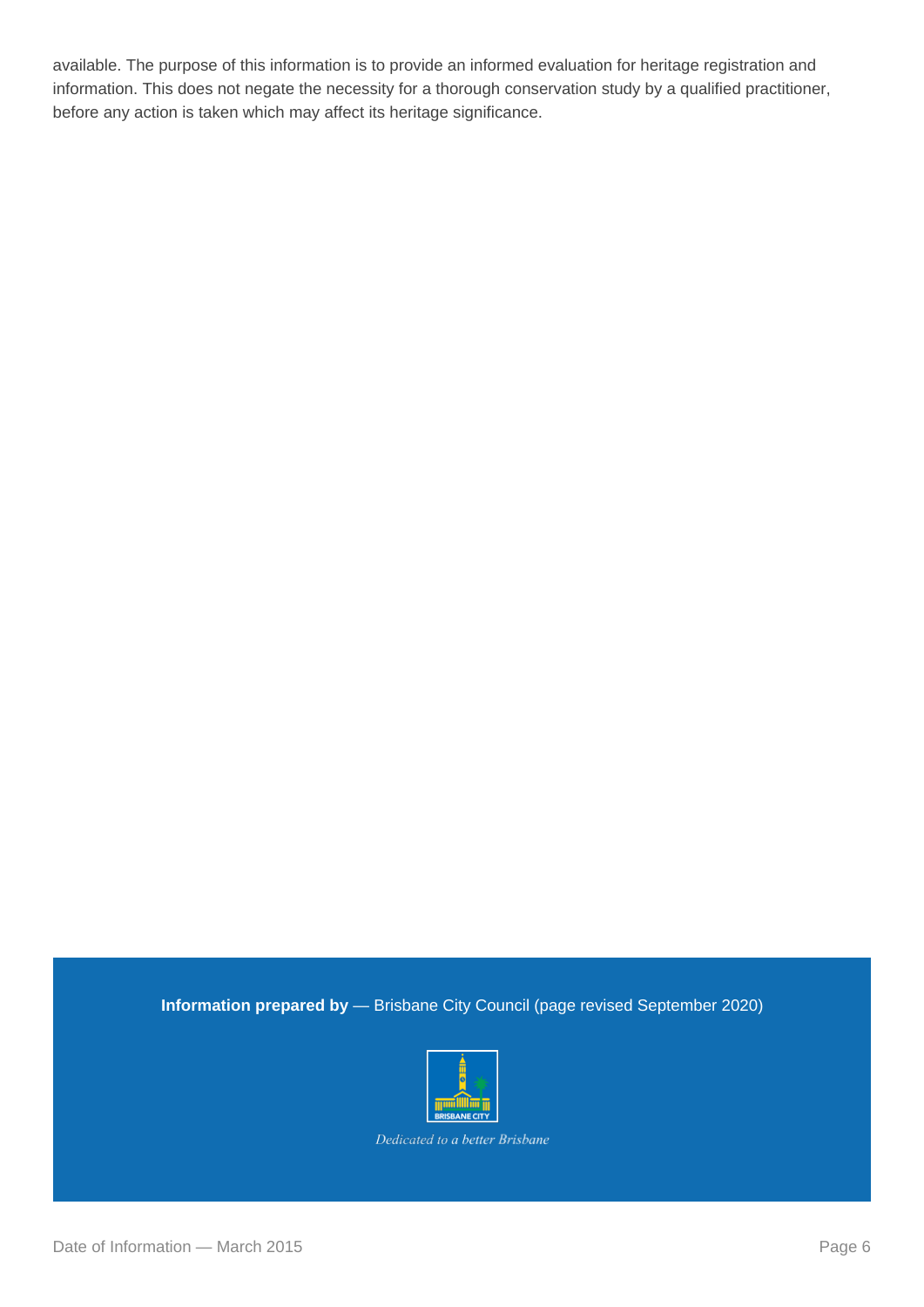available. The purpose of this information is to provide an informed evaluation for heritage registration and information. This does not negate the necessity for a thorough conservation study by a qualified practitioner, before any action is taken which may affect its heritage significance.

**Information prepared by** — Brisbane City Council (page revised September 2020)

BRISBANE CITY

*Dedicated to a better Brisbane*

Date of Information — March 2015